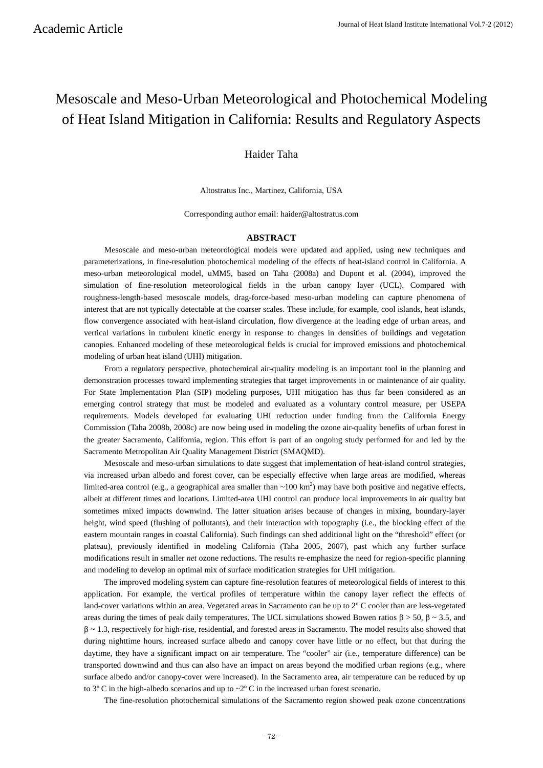Academic Article

# Mesoscale and Meso-Urban Meteorological and Photochemical Modeling of Heat Island Mitigation in California: Results and Regulatory Aspects

Haider Taha

Altostratus Inc., Martinez, California, USA

Corresponding author email: haider@altostratus.com

## ABSTRACT

Mesoscale and meso-urban meteorological models were updated and applied, using new techniques and parameterizations, in fine-resolution photochemical modeling of the effects of heat-island control in California. A meso-urban meteorological model, uMM5, based on Taha (2008a) and Dupont et al. (2004), improved the simulation of fine-resolution meteorological fields in the urban canopy layer (UCL). Compared with roughness-length-based mesoscale models, drag-force-based meso-urban modeling can capture phenomena of interest that are not typically detectable at the coarser scales. These include, for example, cool islands, heat islands, flow convergence associated with heat-island circulation, flow divergence at the leading edge of urban areas, and vertical variations in turbulent kinetic energy in response to changes in densities of buildings and vegetation canopies. Enhanced modeling of these meteorological fields is crucial for improved emissions and photochemical modeling of urban heat island (UHI) mitigation.

From a regulatory perspective, photochemical air-quality modeling is an important tool in the planning and demonstration processes toward implementing strategies that target improvements in or maintenance of air quality. For State Implementation Plan (SIP) modeling purposes, UHI mitigation has thus far been considered as an emerging control strategy that must be modeled and evaluated as a voluntary control measure, per USEPA requirements. Models developed for evaluating UHI reduction under funding from the California Energy Commission (Taha 2008b, 2008c) are now being used in modeling the ozone air-quality benefits of urban forest in the greater Sacramento, California, region. This effort is part of an ongoing study performed for and led by the Sacramento Metropolitan Air Quality Management District (SMAQMD).

Mesoscale and meso-urban simulations to date suggest that implementation of heat-island control strategies, via increased urban albedo and forest cover, can be especially effective when large areas are modified, whereas limited-area control (e.g., a geographical area smaller than ~100 km$^2$) may have both positive and negative effects, albeit at different times and locations. Limited-area UHI control can produce local improvements in air quality but sometimes mixed impacts downwind. The latter situation arises because of changes in mixing, boundary-layer height, wind speed (flushing of pollutants), and their interaction with topography (i.e., the blocking effect of the eastern mountain ranges in coastal California). Such findings can shed additional light on the "threshold" effect (or plateau), previously identified in modeling California (Taha 2005, 2007), past which any further surface modifications result in smaller *net* ozone reductions. The results re-emphasize the need for region-specific planning and modeling to develop an optimal mix of surface modification strategies for UHI mitigation.

The improved modeling system can capture fine-resolution features of meteorological fields of interest to this application. For example, the vertical profiles of temperature within the canopy layer reflect the effects of land-cover variations within an area. Vegetated areas in Sacramento can be up to 2$^o$ C cooler than are less-vegetated areas during the times of peak daily temperatures. The UCL simulations showed Bowen ratios $\beta > 50$, $\beta \sim 3.5$, and $\beta \sim 1.3$, respectively for high-rise, residential, and forested areas in Sacramento. The model results also showed that during nighttime hours, increased surface albedo and canopy cover have little or no effect, but that during the daytime, they have a significant impact on air temperature. The "cooler" air (i.e., temperature difference) can be transported downwind and thus can also have an impact on areas beyond the modified urban regions (e.g., where surface albedo and/or canopy-cover were increased). In the Sacramento area, air temperature can be reduced by up to 3$^o$ C in the high-albedo scenarios and up to ~2$^o$ C in the increased urban forest scenario.

The fine-resolution photochemical simulations of the Sacramento region showed peak ozone concentrations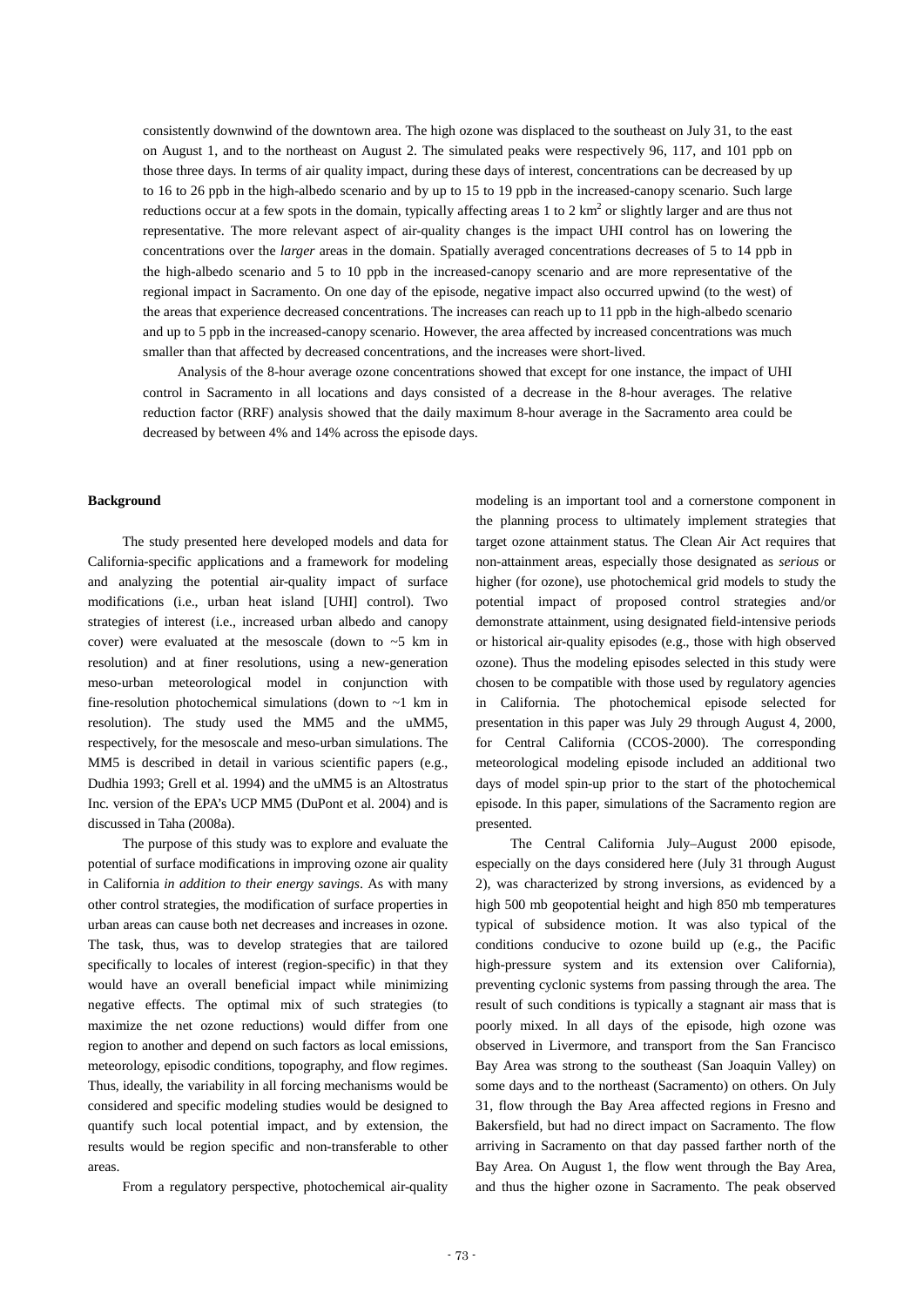consistently downwind of the downtown area. The high ozone was displaced to the southeast on July 31, to the east on August 1, and to the northeast on August 2. The simulated peaks were respectively 96, 117, and 101 ppb on those three days. In terms of air quality impact, during these days of interest, concentrations can be decreased by up to 16 to 26 ppb in the high-albedo scenario and by up to 15 to 19 ppb in the increased-canopy scenario. Such large reductions occur at a few spots in the domain, typically affecting areas 1 to 2 $km^2$ or slightly larger and are thus not representative. The more relevant aspect of air-quality changes is the impact UHI control has on lowering the concentrations over the *larger* areas in the domain. Spatially averaged concentrations decreases of 5 to 14 ppb in the high-albedo scenario and 5 to 10 ppb in the increased-canopy scenario and are more representative of the regional impact in Sacramento. On one day of the episode, negative impact also occurred upwind (to the west) of the areas that experience decreased concentrations. The increases can reach up to 11 ppb in the high-albedo scenario and up to 5 ppb in the increased-canopy scenario. However, the area affected by increased concentrations was much smaller than that affected by decreased concentrations, and the increases were short-lived.

Analysis of the 8-hour average ozone concentrations showed that except for one instance, the impact of UHI control in Sacramento in all locations and days consisted of a decrease in the 8-hour averages. The relative reduction factor (RRF) analysis showed that the daily maximum 8-hour average in the Sacramento area could be decreased by between 4% and 14% across the episode days.

**Background**

The study presented here developed models and data for California-specific applications and a framework for modeling and analyzing the potential air-quality impact of surface modifications (i.e., urban heat island [UHI] control). Two strategies of interest (i.e., increased urban albedo and canopy cover) were evaluated at the mesoscale (down to ~5 km in resolution) and at finer resolutions, using a new-generation meso-urban meteorological model in conjunction with fine-resolution photochemical simulations (down to ~1 km in resolution). The study used the MM5 and the uMM5, respectively, for the mesoscale and meso-urban simulations. The MM5 is described in detail in various scientific papers (e.g., Dudhia 1993; Grell et al. 1994) and the uMM5 is an Altostratus Inc. version of the EPA's UCP MM5 (DuPont et al. 2004) and is discussed in Taha (2008a).

The purpose of this study was to explore and evaluate the potential of surface modifications in improving ozone air quality in California *in addition to their energy savings*. As with many other control strategies, the modification of surface properties in urban areas can cause both net decreases and increases in ozone. The task, thus, was to develop strategies that are tailored specifically to locales of interest (region-specific) in that they would have an overall beneficial impact while minimizing negative effects. The optimal mix of such strategies (to maximize the net ozone reductions) would differ from one region to another and depend on such factors as local emissions, meteorology, episodic conditions, topography, and flow regimes. Thus, ideally, the variability in all forcing mechanisms would be considered and specific modeling studies would be designed to quantify such local potential impact, and by extension, the results would be region specific and non-transferable to other areas.

From a regulatory perspective, photochemical air-quality modeling is an important tool and a cornerstone component in the planning process to ultimately implement strategies that target ozone attainment status. The Clean Air Act requires that non-attainment areas, especially those designated as *serious* or higher (for ozone), use photochemical grid models to study the potential impact of proposed control strategies and/or demonstrate attainment, using designated field-intensive periods or historical air-quality episodes (e.g., those with high observed ozone). Thus the modeling episodes selected in this study were chosen to be compatible with those used by regulatory agencies in California. The photochemical episode selected for presentation in this paper was July 29 through August 4, 2000, for Central California (CCOS-2000). The corresponding meteorological modeling episode included an additional two days of model spin-up prior to the start of the photochemical episode. In this paper, simulations of the Sacramento region are presented.

The Central California July–August 2000 episode, especially on the days considered here (July 31 through August 2), was characterized by strong inversions, as evidenced by a high 500 mb geopotential height and high 850 mb temperatures typical of subsidence motion. It was also typical of the conditions conducive to ozone build up (e.g., the Pacific high-pressure system and its extension over California), preventing cyclonic systems from passing through the area. The result of such conditions is typically a stagnant air mass that is poorly mixed. In all days of the episode, high ozone was observed in Livermore, and transport from the San Francisco Bay Area was strong to the southeast (San Joaquin Valley) on some days and to the northeast (Sacramento) on others. On July 31, flow through the Bay Area affected regions in Fresno and Bakersfield, but had no direct impact on Sacramento. The flow arriving in Sacramento on that day passed farther north of the Bay Area. On August 1, the flow went through the Bay Area, and thus the higher ozone in Sacramento. The peak observed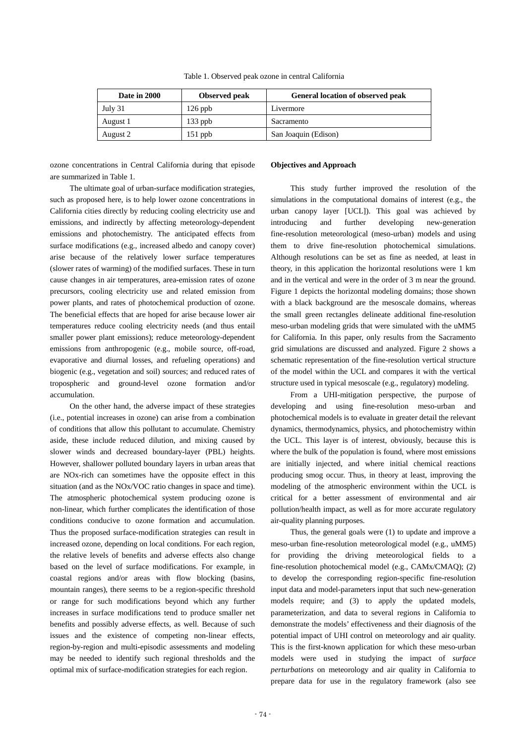Table 1. Observed peak ozone in central California

| Date in 2000 | Observed peak | General location of observed peak |
|---|---|---|
| July 31 | 126 ppb | Livermore |
| August 1 | 133 ppb | Sacramento |
| August 2 | 151 ppb | San Joaquin (Edison) |

ozone concentrations in Central California during that episode are summarized in Table 1.

The ultimate goal of urban-surface modification strategies, such as proposed here, is to help lower ozone concentrations in California cities directly by reducing cooling electricity use and emissions, and indirectly by affecting meteorology-dependent emissions and photochemistry. The anticipated effects from surface modifications (e.g., increased albedo and canopy cover) arise because of the relatively lower surface temperatures (slower rates of warming) of the modified surfaces. These in turn cause changes in air temperatures, area-emission rates of ozone precursors, cooling electricity use and related emission from power plants, and rates of photochemical production of ozone. The beneficial effects that are hoped for arise because lower air temperatures reduce cooling electricity needs (and thus entail smaller power plant emissions); reduce meteorology-dependent emissions from anthropogenic (e.g., mobile source, off-road, evaporative and diurnal losses, and refueling operations) and biogenic (e.g., vegetation and soil) sources; and reduced rates of tropospheric and ground-level ozone formation and/or accumulation.

On the other hand, the adverse impact of these strategies (i.e., potential increases in ozone) can arise from a combination of conditions that allow this pollutant to accumulate. Chemistry aside, these include reduced dilution, and mixing caused by slower winds and decreased boundary-layer (PBL) heights. However, shallower polluted boundary layers in urban areas that are NOx-rich can sometimes have the opposite effect in this situation (and as the NOx/VOC ratio changes in space and time). The atmospheric photochemical system producing ozone is non-linear, which further complicates the identification of those conditions conducive to ozone formation and accumulation. Thus the proposed surface-modification strategies can result in increased ozone, depending on local conditions. For each region, the relative levels of benefits and adverse effects also change based on the level of surface modifications. For example, in coastal regions and/or areas with flow blocking (basins, mountain ranges), there seems to be a region-specific threshold or range for such modifications beyond which any further increases in surface modifications tend to produce smaller net benefits and possibly adverse effects, as well. Because of such issues and the existence of competing non-linear effects, region-by-region and multi-episodic assessments and modeling may be needed to identify such regional thresholds and the optimal mix of surface-modification strategies for each region.

**Objectives and Approach**

This study further improved the resolution of the simulations in the computational domains of interest (e.g., the urban canopy layer [UCL]). This goal was achieved by introducing and further developing new-generation fine-resolution meteorological (meso-urban) models and using them to drive fine-resolution photochemical simulations. Although resolutions can be set as fine as needed, at least in theory, in this application the horizontal resolutions were 1 km and in the vertical and were in the order of 3 m near the ground. Figure 1 depicts the horizontal modeling domains; those shown with a black background are the mesoscale domains, whereas the small green rectangles delineate additional fine-resolution meso-urban modeling grids that were simulated with the uMM5 for California. In this paper, only results from the Sacramento grid simulations are discussed and analyzed. Figure 2 shows a schematic representation of the fine-resolution vertical structure of the model within the UCL and compares it with the vertical structure used in typical mesoscale (e.g., regulatory) modeling.

From a UHI-mitigation perspective, the purpose of developing and using fine-resolution meso-urban and photochemical models is to evaluate in greater detail the relevant dynamics, thermodynamics, physics, and photochemistry within the UCL. This layer is of interest, obviously, because this is where the bulk of the population is found, where most emissions are initially injected, and where initial chemical reactions producing smog occur. Thus, in theory at least, improving the modeling of the atmospheric environment within the UCL is critical for a better assessment of environmental and air pollution/health impact, as well as for more accurate regulatory air-quality planning purposes.

Thus, the general goals were (1) to update and improve a meso-urban fine-resolution meteorological model (e.g., uMM5) for providing the driving meteorological fields to a fine-resolution photochemical model (e.g., CAMx/CMAQ); (2) to develop the corresponding region-specific fine-resolution input data and model-parameters input that such new-generation models require; and (3) to apply the updated models, parameterization, and data to several regions in California to demonstrate the models' effectiveness and their diagnosis of the potential impact of UHI control on meteorology and air quality. This is the first-known application for which these meso-urban models were used in studying the impact of *surface perturbations* on meteorology and air quality in California to prepare data for use in the regulatory framework (also see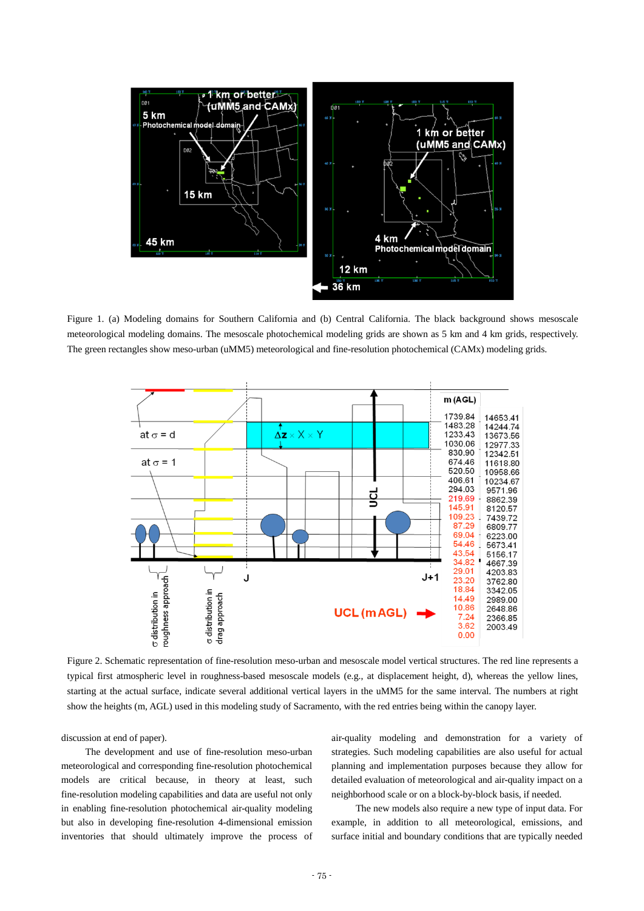Figure 1. (a) Modeling domains for Southern California and (b) Central California. The black background shows mesoscale meteorological modeling domains. The mesoscale photochemical modeling grids are shown as 5 km and 4 km grids, respectively. The green rectangles show meso-urban (uMM5) meteorological and fine-resolution photochemical (CAMx) modeling grids.

Figure 2. Schematic representation of fine-resolution meso-urban and mesoscale model vertical structures. The red line represents a typical first atmospheric level in roughness-based mesoscale models (e.g., at displacement height, d), whereas the yellow lines, starting at the actual surface, indicate several additional vertical layers in the uMM5 for the same interval. The numbers at right show the heights (m, AGL) used in this modeling study of Sacramento, with the red entries being within the canopy layer.

discussion at end of paper).

The development and use of fine-resolution meso-urban meteorological and corresponding fine-resolution photochemical models are critical because, in theory at least, such fine-resolution modeling capabilities and data are useful not only in enabling fine-resolution photochemical air-quality modeling but also in developing fine-resolution 4-dimensional emission inventories that should ultimately improve the process of air-quality modeling and demonstration for a variety of strategies. Such modeling capabilities are also useful for actual planning and implementation purposes because they allow for detailed evaluation of meteorological and air-quality impact on a neighborhood scale or on a block-by-block basis, if needed.

The new models also require a new type of input data. For example, in addition to all meteorological, emissions, and surface initial and boundary conditions that are typically needed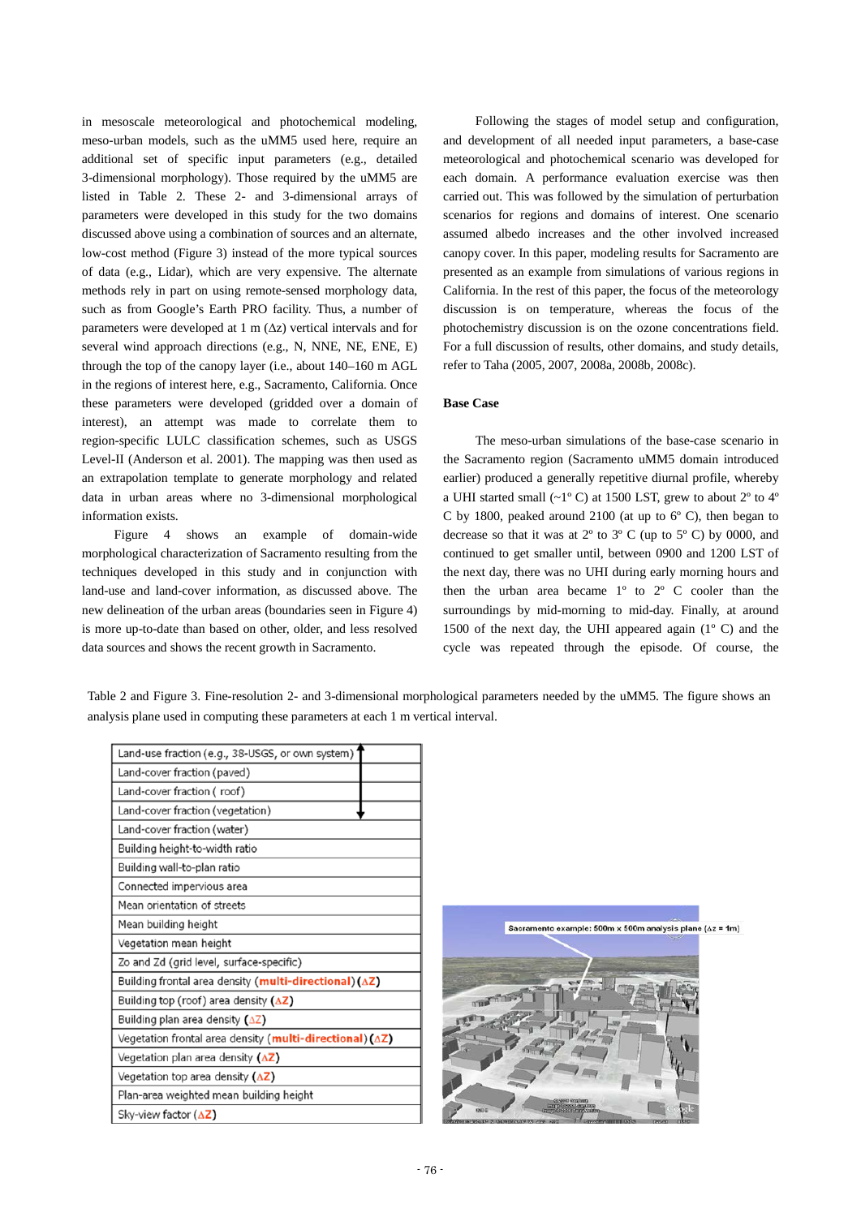in mesoscale meteorological and photochemical modeling, meso-urban models, such as the uMM5 used here, require an additional set of specific input parameters (e.g., detailed 3-dimensional morphology). Those required by the uMM5 are listed in Table 2. These 2- and 3-dimensional arrays of parameters were developed in this study for the two domains discussed above using a combination of sources and an alternate, low-cost method (Figure 3) instead of the more typical sources of data (e.g., Lidar), which are very expensive. The alternate methods rely in part on using remote-sensed morphology data, such as from Google's Earth PRO facility. Thus, a number of parameters were developed at 1 m (Δz) vertical intervals and for several wind approach directions (e.g., N, NNE, NE, ENE, E) through the top of the canopy layer (i.e., about 140–160 m AGL in the regions of interest here, e.g., Sacramento, California. Once these parameters were developed (gridded over a domain of interest), an attempt was made to correlate them to region-specific LULC classification schemes, such as USGS Level-II (Anderson et al. 2001). The mapping was then used as an extrapolation template to generate morphology and related data in urban areas where no 3-dimensional morphological information exists.

Figure 4 shows an example of domain-wide morphological characterization of Sacramento resulting from the techniques developed in this study and in conjunction with land-use and land-cover information, as discussed above. The new delineation of the urban areas (boundaries seen in Figure 4) is more up-to-date than based on other, older, and less resolved data sources and shows the recent growth in Sacramento.

Following the stages of model setup and configuration, and development of all needed input parameters, a base-case meteorological and photochemical scenario was developed for each domain. A performance evaluation exercise was then carried out. This was followed by the simulation of perturbation scenarios for regions and domains of interest. One scenario assumed albedo increases and the other involved increased canopy cover. In this paper, modeling results for Sacramento are presented as an example from simulations of various regions in California. In the rest of this paper, the focus of the meteorology discussion is on temperature, whereas the focus of the photochemistry discussion is on the ozone concentrations field. For a full discussion of results, other domains, and study details, refer to Taha (2005, 2007, 2008a, 2008b, 2008c).

**Base Case**

The meso-urban simulations of the base-case scenario in the Sacramento region (Sacramento uMM5 domain introduced earlier) produced a generally repetitive diurnal profile, whereby a UHI started small (~1º C) at 1500 LST, grew to about 2º to 4º C by 1800, peaked around 2100 (at up to 6º C), then began to decrease so that it was at 2º to 3º C (up to 5º C) by 0000, and continued to get smaller until, between 0900 and 1200 LST of the next day, there was no UHI during early morning hours and then the urban area became 1º to 2º C cooler than the surroundings by mid-morning to mid-day. Finally, at around 1500 of the next day, the UHI appeared again (1º C) and the cycle was repeated through the episode. Of course, the

Table 2 and Figure 3. Fine-resolution 2- and 3-dimensional morphological parameters needed by the uMM5. The figure shows an analysis plane used in computing these parameters at each 1 m vertical interval.

| Parameter |
|---|
| Land-use fraction (e.g., 38-USGS, or own system) |
| Land-cover fraction (paved) |
| Land-cover fraction ( roof) |
| Land-cover fraction (vegetation) |
| Land-cover fraction (water) |
| Building height-to-width ratio |
| Building wall-to-plan ratio |
| Connected impervious area |
| Mean orientation of streets |
| Mean building height |
| Vegetation mean height |
| Zo and Zd (grid level, surface-specific) |
| Building frontal area density (**multi-directional**) (**ΔZ**) |
| Building top (roof) area density (**ΔZ**) |
| Building plan area density (ΔZ) |
| Vegetation frontal area density (**multi-directional**) (**ΔZ**) |
| Vegetation plan area density (**ΔZ**) |
| Vegetation top area density (**ΔZ**) |
| Plan-area weighted mean building height |
| Sky-view factor (**ΔZ**) |

Sacramento example: 500m x 500m analysis plane (Δz = 1m)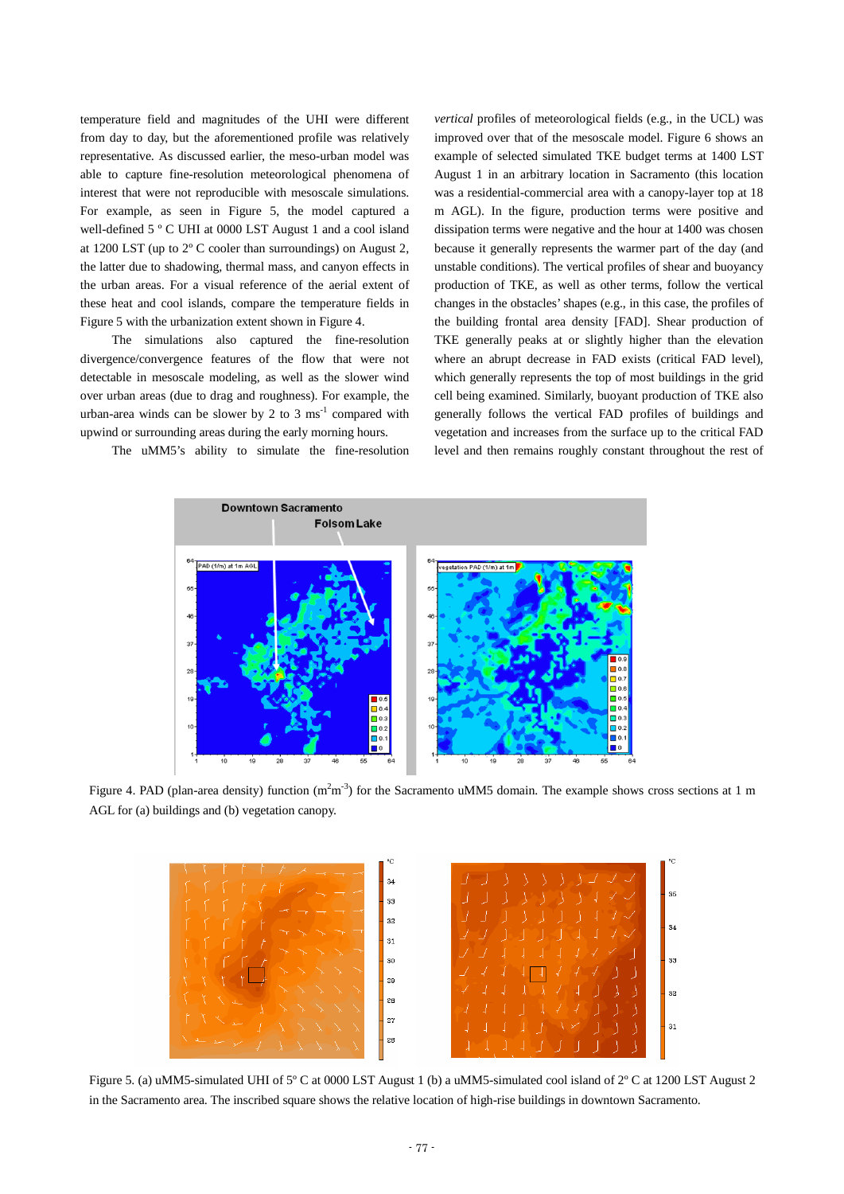temperature field and magnitudes of the UHI were different from day to day, but the aforementioned profile was relatively representative. As discussed earlier, the meso-urban model was able to capture fine-resolution meteorological phenomena of interest that were not reproducible with mesoscale simulations. For example, as seen in Figure 5, the model captured a well-defined 5 º C UHI at 0000 LST August 1 and a cool island at 1200 LST (up to 2º C cooler than surroundings) on August 2, the latter due to shadowing, thermal mass, and canyon effects in the urban areas. For a visual reference of the aerial extent of these heat and cool islands, compare the temperature fields in Figure 5 with the urbanization extent shown in Figure 4.

The simulations also captured the fine-resolution divergence/convergence features of the flow that were not detectable in mesoscale modeling, as well as the slower wind over urban areas (due to drag and roughness). For example, the urban-area winds can be slower by 2 to 3 $ms^{-1}$ compared with upwind or surrounding areas during the early morning hours.

The uMM5's ability to simulate the fine-resolution *vertical* profiles of meteorological fields (e.g., in the UCL) was improved over that of the mesoscale model. Figure 6 shows an example of selected simulated TKE budget terms at 1400 LST August 1 in an arbitrary location in Sacramento (this location was a residential-commercial area with a canopy-layer top at 18 m AGL). In the figure, production terms were positive and dissipation terms were negative and the hour at 1400 was chosen because it generally represents the warmer part of the day (and unstable conditions). The vertical profiles of shear and buoyancy production of TKE, as well as other terms, follow the vertical changes in the obstacles' shapes (e.g., in this case, the profiles of the building frontal area density [FAD]. Shear production of TKE generally peaks at or slightly higher than the elevation where an abrupt decrease in FAD exists (critical FAD level), which generally represents the top of most buildings in the grid cell being examined. Similarly, buoyant production of TKE also generally follows the vertical FAD profiles of buildings and vegetation and increases from the surface up to the critical FAD level and then remains roughly constant throughout the rest of

Figure 4. PAD (plan-area density) function ($m^2m^{-3}$) for the Sacramento uMM5 domain. The example shows cross sections at 1 m AGL for (a) buildings and (b) vegetation canopy.

Figure 5. (a) uMM5-simulated UHI of 5º C at 0000 LST August 1 (b) a uMM5-simulated cool island of 2º C at 1200 LST August 2 in the Sacramento area. The inscribed square shows the relative location of high-rise buildings in downtown Sacramento.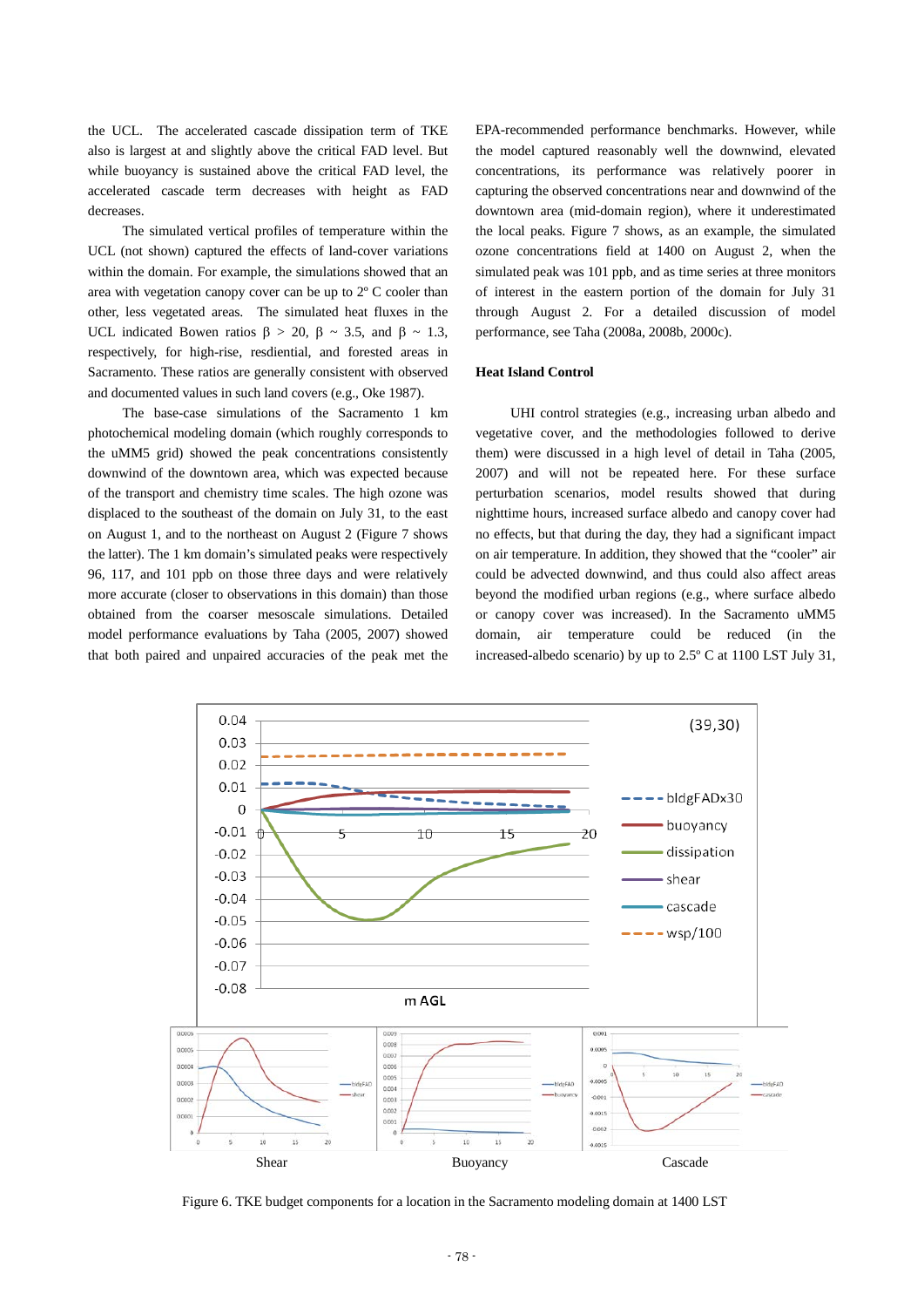the UCL. The accelerated cascade dissipation term of TKE also is largest at and slightly above the critical FAD level. But while buoyancy is sustained above the critical FAD level, the accelerated cascade term decreases with height as FAD decreases.

The simulated vertical profiles of temperature within the UCL (not shown) captured the effects of land-cover variations within the domain. For example, the simulations showed that an area with vegetation canopy cover can be up to 2º C cooler than other, less vegetated areas. The simulated heat fluxes in the UCL indicated Bowen ratios $\beta > 20$, $\beta \sim 3.5$, and $\beta \sim 1.3$, respectively, for high-rise, resdiential, and forested areas in Sacramento. These ratios are generally consistent with observed and documented values in such land covers (e.g., Oke 1987).

The base-case simulations of the Sacramento 1 km photochemical modeling domain (which roughly corresponds to the uMM5 grid) showed the peak concentrations consistently downwind of the downtown area, which was expected because of the transport and chemistry time scales. The high ozone was displaced to the southeast of the domain on July 31, to the east on August 1, and to the northeast on August 2 (Figure 7 shows the latter). The 1 km domain's simulated peaks were respectively 96, 117, and 101 ppb on those three days and were relatively more accurate (closer to observations in this domain) than those obtained from the coarser mesoscale simulations. Detailed model performance evaluations by Taha (2005, 2007) showed that both paired and unpaired accuracies of the peak met the EPA-recommended performance benchmarks. However, while the model captured reasonably well the downwind, elevated concentrations, its performance was relatively poorer in capturing the observed concentrations near and downwind of the downtown area (mid-domain region), where it underestimated the local peaks. Figure 7 shows, as an example, the simulated ozone concentrations field at 1400 on August 2, when the simulated peak was 101 ppb, and as time series at three monitors of interest in the eastern portion of the domain for July 31 through August 2. For a detailed discussion of model performance, see Taha (2008a, 2008b, 2000c).

## Heat Island Control

UHI control strategies (e.g., increasing urban albedo and vegetative cover, and the methodologies followed to derive them) were discussed in a high level of detail in Taha (2005, 2007) and will not be repeated here. For these surface perturbation scenarios, model results showed that during nighttime hours, increased surface albedo and canopy cover had no effects, but that during the day, they had a significant impact on air temperature. In addition, they showed that the "cooler" air could be advected downwind, and thus could also affect areas beyond the modified urban regions (e.g., where surface albedo or canopy cover was increased). In the Sacramento uMM5 domain, air temperature could be reduced (in the increased-albedo scenario) by up to 2.5º C at 1100 LST July 31,

Figure 6. TKE budget components for a location in the Sacramento modeling domain at 1400 LST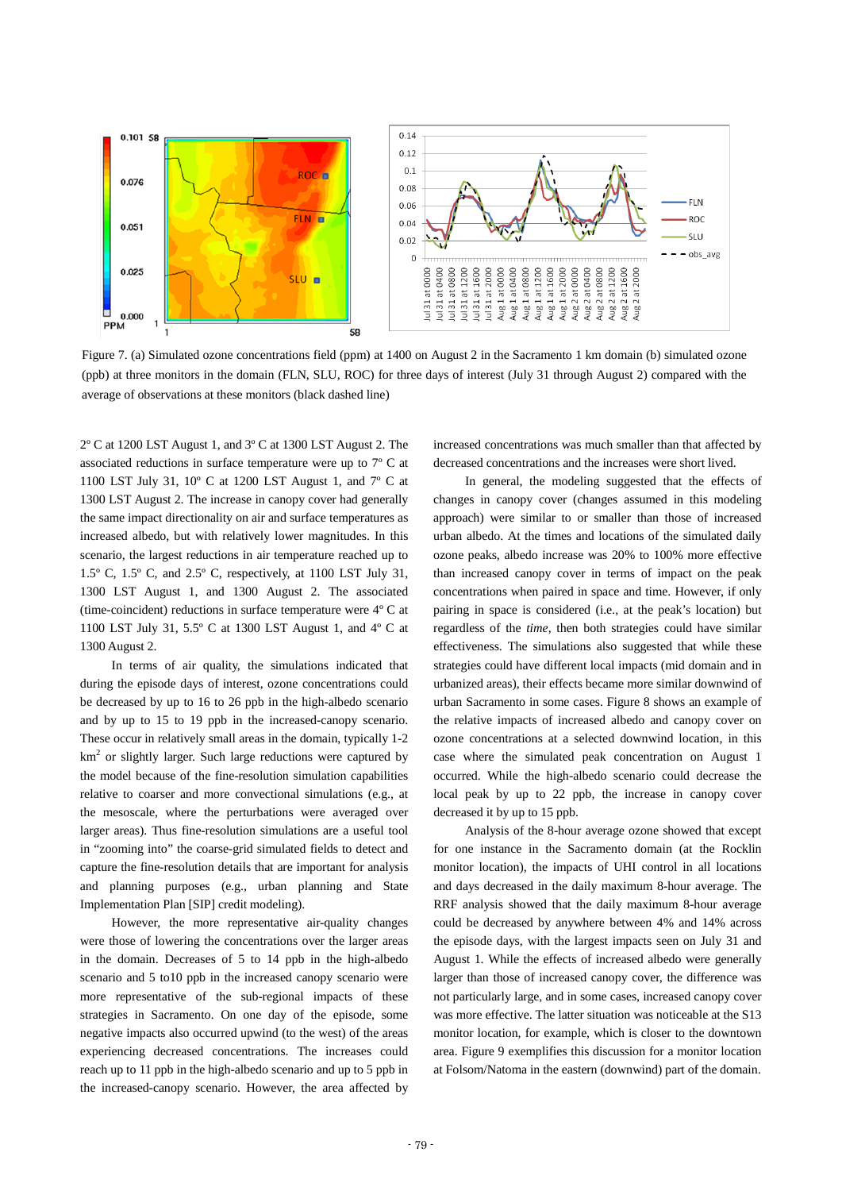Figure 7. (a) Simulated ozone concentrations field (ppm) at 1400 on August 2 in the Sacramento 1 km domain (b) simulated ozone (ppb) at three monitors in the domain (FLN, SLU, ROC) for three days of interest (July 31 through August 2) compared with the average of observations at these monitors (black dashed line)

2º C at 1200 LST August 1, and 3º C at 1300 LST August 2. The associated reductions in surface temperature were up to 7º C at 1100 LST July 31, 10º C at 1200 LST August 1, and 7º C at 1300 LST August 2. The increase in canopy cover had generally the same impact directionality on air and surface temperatures as increased albedo, but with relatively lower magnitudes. In this scenario, the largest reductions in air temperature reached up to 1.5º C, 1.5º C, and 2.5º C, respectively, at 1100 LST July 31, 1300 LST August 1, and 1300 August 2. The associated (time-coincident) reductions in surface temperature were 4º C at 1100 LST July 31, 5.5º C at 1300 LST August 1, and 4º C at 1300 August 2.

In terms of air quality, the simulations indicated that during the episode days of interest, ozone concentrations could be decreased by up to 16 to 26 ppb in the high-albedo scenario and by up to 15 to 19 ppb in the increased-canopy scenario. These occur in relatively small areas in the domain, typically 1-2 $km^2$ or slightly larger. Such large reductions were captured by the model because of the fine-resolution simulation capabilities relative to coarser and more convectional simulations (e.g., at the mesoscale, where the perturbations were averaged over larger areas). Thus fine-resolution simulations are a useful tool in "zooming into" the coarse-grid simulated fields to detect and capture the fine-resolution details that are important for analysis and planning purposes (e.g., urban planning and State Implementation Plan [SIP] credit modeling).

However, the more representative air-quality changes were those of lowering the concentrations over the larger areas in the domain. Decreases of 5 to 14 ppb in the high-albedo scenario and 5 to10 ppb in the increased canopy scenario were more representative of the sub-regional impacts of these strategies in Sacramento. On one day of the episode, some negative impacts also occurred upwind (to the west) of the areas experiencing decreased concentrations. The increases could reach up to 11 ppb in the high-albedo scenario and up to 5 ppb in the increased-canopy scenario. However, the area affected by increased concentrations was much smaller than that affected by decreased concentrations and the increases were short lived.

In general, the modeling suggested that the effects of changes in canopy cover (changes assumed in this modeling approach) were similar to or smaller than those of increased urban albedo. At the times and locations of the simulated daily ozone peaks, albedo increase was 20% to 100% more effective than increased canopy cover in terms of impact on the peak concentrations when paired in space and time. However, if only pairing in space is considered (i.e., at the peak's location) but regardless of the *time*, then both strategies could have similar effectiveness. The simulations also suggested that while these strategies could have different local impacts (mid domain and in urbanized areas), their effects became more similar downwind of urban Sacramento in some cases. Figure 8 shows an example of the relative impacts of increased albedo and canopy cover on ozone concentrations at a selected downwind location, in this case where the simulated peak concentration on August 1 occurred. While the high-albedo scenario could decrease the local peak by up to 22 ppb, the increase in canopy cover decreased it by up to 15 ppb.

Analysis of the 8-hour average ozone showed that except for one instance in the Sacramento domain (at the Rocklin monitor location), the impacts of UHI control in all locations and days decreased in the daily maximum 8-hour average. The RRF analysis showed that the daily maximum 8-hour average could be decreased by anywhere between 4% and 14% across the episode days, with the largest impacts seen on July 31 and August 1. While the effects of increased albedo were generally larger than those of increased canopy cover, the difference was not particularly large, and in some cases, increased canopy cover was more effective. The latter situation was noticeable at the S13 monitor location, for example, which is closer to the downtown area. Figure 9 exemplifies this discussion for a monitor location at Folsom/Natoma in the eastern (downwind) part of the domain.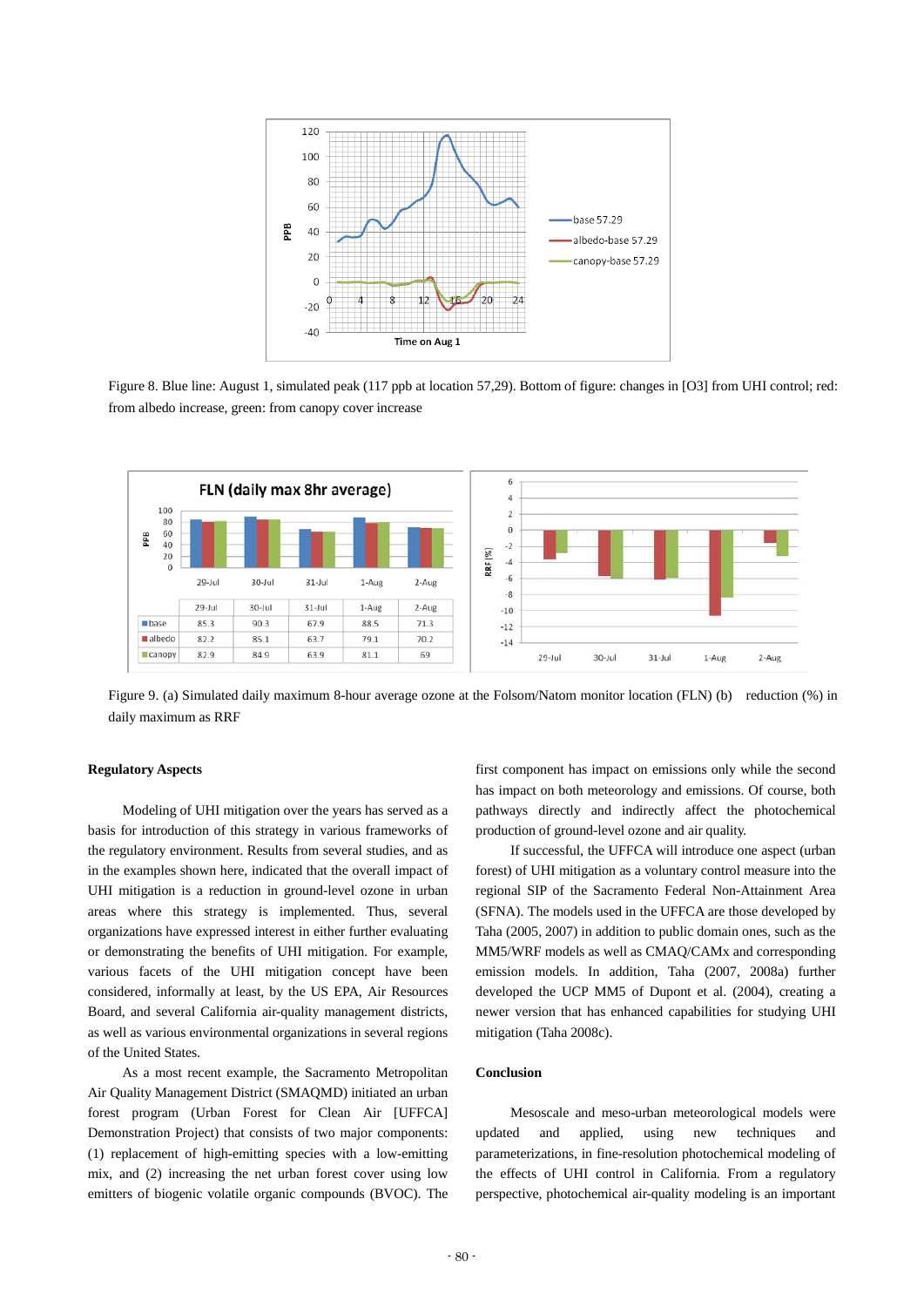Figure 8. Blue line: August 1, simulated peak (117 ppb at location 57,29). Bottom of figure: changes in [O3] from UHI control; red: from albedo increase, green: from canopy cover increase

| | 29-Jul | 30-Jul | 31-Jul | 1-Aug | 2-Aug |
|---|---|---|---|---|---|
| base | 85.3 | 90.3 | 67.9 | 88.5 | 71.3 |
| albedo | 82.2 | 85.1 | 63.7 | 79.1 | 70.2 |
| canopy | 82.9 | 84.9 | 63.9 | 81.1 | 69 |

Figure 9. (a) Simulated daily maximum 8-hour average ozone at the Folsom/Natom monitor location (FLN) (b) reduction (%) in daily maximum as RRF

## Regulatory Aspects

Modeling of UHI mitigation over the years has served as a basis for introduction of this strategy in various frameworks of the regulatory environment. Results from several studies, and as in the examples shown here, indicated that the overall impact of UHI mitigation is a reduction in ground-level ozone in urban areas where this strategy is implemented. Thus, several organizations have expressed interest in either further evaluating or demonstrating the benefits of UHI mitigation. For example, various facets of the UHI mitigation concept have been considered, informally at least, by the US EPA, Air Resources Board, and several California air-quality management districts, as well as various environmental organizations in several regions of the United States.

As a most recent example, the Sacramento Metropolitan Air Quality Management District (SMAQMD) initiated an urban forest program (Urban Forest for Clean Air [UFFCA] Demonstration Project) that consists of two major components: (1) replacement of high-emitting species with a low-emitting mix, and (2) increasing the net urban forest cover using low emitters of biogenic volatile organic compounds (BVOC). The first component has impact on emissions only while the second has impact on both meteorology and emissions. Of course, both pathways directly and indirectly affect the photochemical production of ground-level ozone and air quality.

If successful, the UFFCA will introduce one aspect (urban forest) of UHI mitigation as a voluntary control measure into the regional SIP of the Sacramento Federal Non-Attainment Area (SFNA). The models used in the UFFCA are those developed by Taha (2005, 2007) in addition to public domain ones, such as the MM5/WRF models as well as CMAQ/CAMx and corresponding emission models. In addition, Taha (2007, 2008a) further developed the UCP MM5 of Dupont et al. (2004), creating a newer version that has enhanced capabilities for studying UHI mitigation (Taha 2008c).

## Conclusion

Mesoscale and meso-urban meteorological models were updated and applied, using new techniques and parameterizations, in fine-resolution photochemical modeling of the effects of UHI control in California. From a regulatory perspective, photochemical air-quality modeling is an important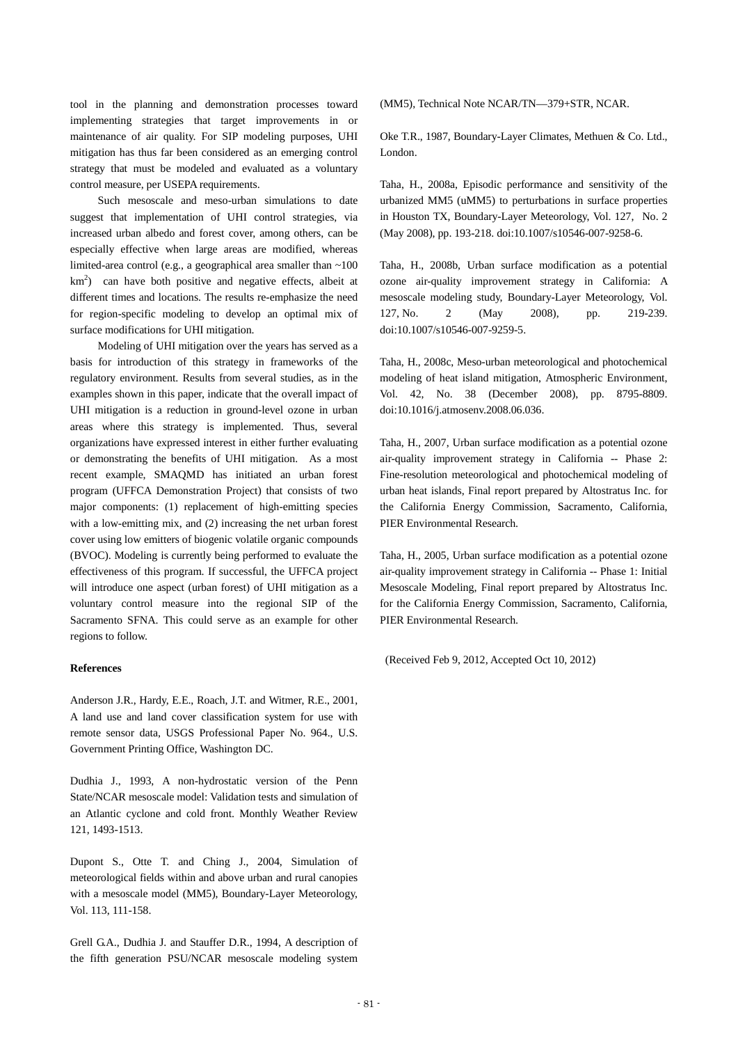tool in the planning and demonstration processes toward implementing strategies that target improvements in or maintenance of air quality. For SIP modeling purposes, UHI mitigation has thus far been considered as an emerging control strategy that must be modeled and evaluated as a voluntary control measure, per USEPA requirements.

Such mesoscale and meso-urban simulations to date suggest that implementation of UHI control strategies, via increased urban albedo and forest cover, among others, can be especially effective when large areas are modified, whereas limited-area control (e.g., a geographical area smaller than ~100 $km^2$) can have both positive and negative effects, albeit at different times and locations. The results re-emphasize the need for region-specific modeling to develop an optimal mix of surface modifications for UHI mitigation.

Modeling of UHI mitigation over the years has served as a basis for introduction of this strategy in frameworks of the regulatory environment. Results from several studies, as in the examples shown in this paper, indicate that the overall impact of UHI mitigation is a reduction in ground-level ozone in urban areas where this strategy is implemented. Thus, several organizations have expressed interest in either further evaluating or demonstrating the benefits of UHI mitigation. As a most recent example, SMAQMD has initiated an urban forest program (UFFCA Demonstration Project) that consists of two major components: (1) replacement of high-emitting species with a low-emitting mix, and (2) increasing the net urban forest cover using low emitters of biogenic volatile organic compounds (BVOC). Modeling is currently being performed to evaluate the effectiveness of this program. If successful, the UFFCA project will introduce one aspect (urban forest) of UHI mitigation as a voluntary control measure into the regional SIP of the Sacramento SFNA. This could serve as an example for other regions to follow.

**References**

Anderson J.R., Hardy, E.E., Roach, J.T. and Witmer, R.E., 2001, A land use and land cover classification system for use with remote sensor data, USGS Professional Paper No. 964., U.S. Government Printing Office, Washington DC.

Dudhia J., 1993, A non-hydrostatic version of the Penn State/NCAR mesoscale model: Validation tests and simulation of an Atlantic cyclone and cold front. Monthly Weather Review 121, 1493-1513.

Dupont S., Otte T. and Ching J., 2004, Simulation of meteorological fields within and above urban and rural canopies with a mesoscale model (MM5), Boundary-Layer Meteorology, Vol. 113, 111-158.

Grell G.A., Dudhia J. and Stauffer D.R., 1994, A description of the fifth generation PSU/NCAR mesoscale modeling system (MM5), Technical Note NCAR/TN—379+STR, NCAR.

Oke T.R., 1987, Boundary-Layer Climates, Methuen & Co. Ltd., London.

Taha, H., 2008a, Episodic performance and sensitivity of the urbanized MM5 (uMM5) to perturbations in surface properties in Houston TX, Boundary-Layer Meteorology, Vol. 127, No. 2 (May 2008), pp. 193-218. doi:10.1007/s10546-007-9258-6.

Taha, H., 2008b, Urban surface modification as a potential ozone air-quality improvement strategy in California: A mesoscale modeling study, Boundary-Layer Meteorology, Vol. 127, No. 2 (May 2008), pp. 219-239. doi:10.1007/s10546-007-9259-5.

Taha, H., 2008c, Meso-urban meteorological and photochemical modeling of heat island mitigation, Atmospheric Environment, Vol. 42, No. 38 (December 2008), pp. 8795-8809. doi:10.1016/j.atmosenv.2008.06.036.

Taha, H., 2007, Urban surface modification as a potential ozone air-quality improvement strategy in California -- Phase 2: Fine-resolution meteorological and photochemical modeling of urban heat islands, Final report prepared by Altostratus Inc. for the California Energy Commission, Sacramento, California, PIER Environmental Research.

Taha, H., 2005, Urban surface modification as a potential ozone air-quality improvement strategy in California -- Phase 1: Initial Mesoscale Modeling, Final report prepared by Altostratus Inc. for the California Energy Commission, Sacramento, California, PIER Environmental Research.

(Received Feb 9, 2012, Accepted Oct 10, 2012)